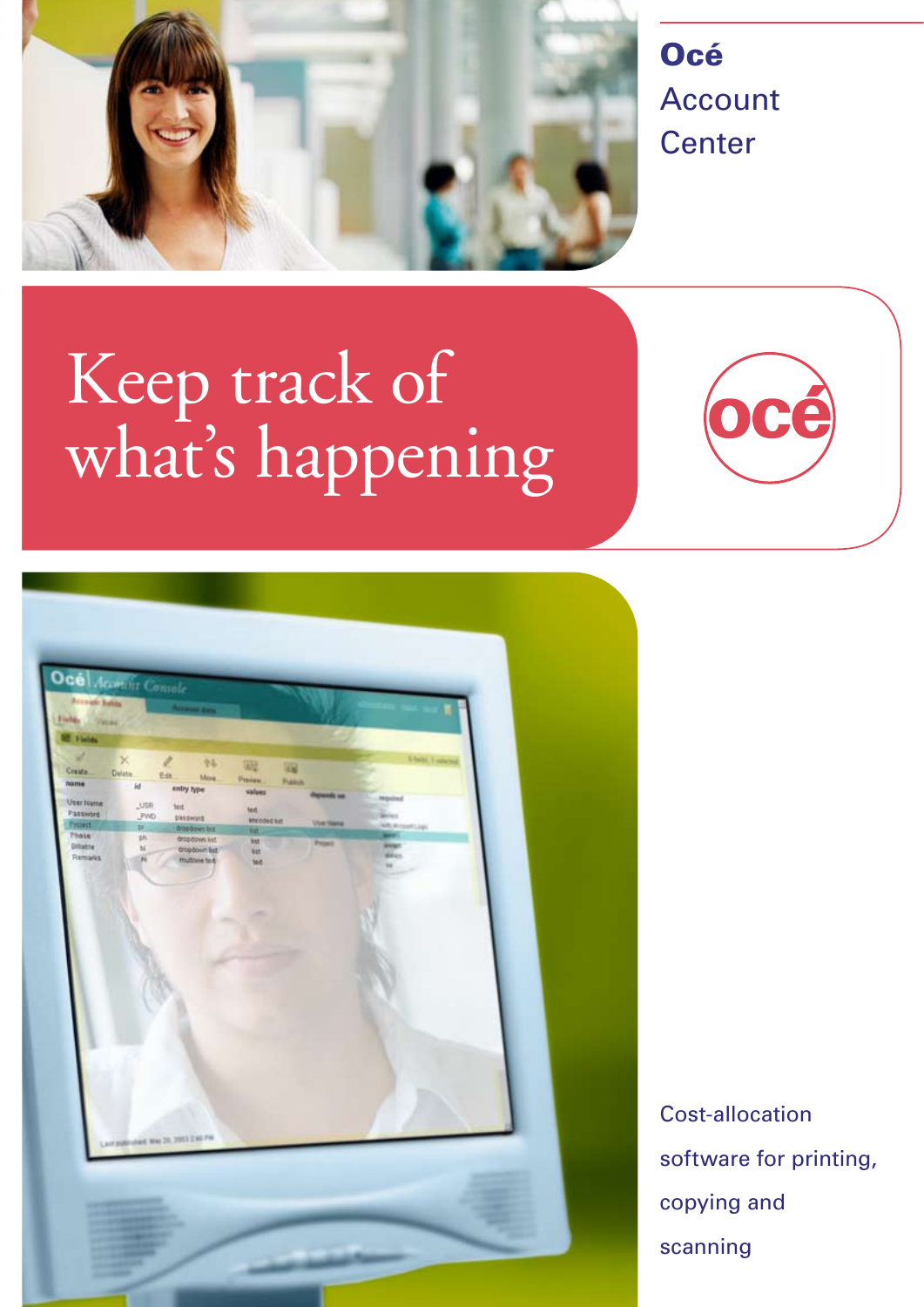# Océ Account Center

## Keep track of what's happening

Cost-allocation software for printing, copying and scanning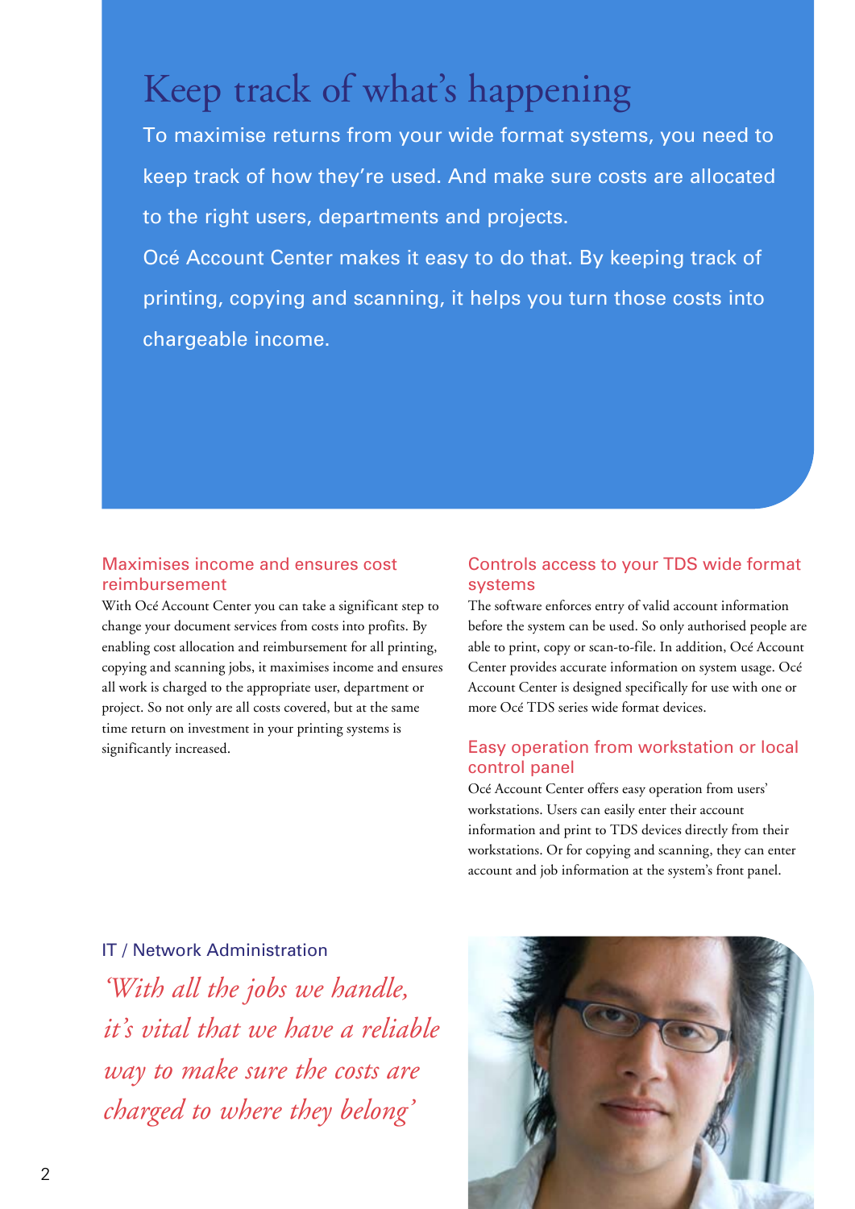# Keep track of what's happening

To maximise returns from your wide format systems, you need to keep track of how they're used. And make sure costs are allocated to the right users, departments and projects.

Océ Account Center makes it easy to do that. By keeping track of printing, copying and scanning, it helps you turn those costs into chargeable income.

## Maximises income and ensures cost reimbursement

With Océ Account Center you can take a significant step to change your document services from costs into profits. By enabling cost allocation and reimbursement for all printing, copying and scanning jobs, it maximises income and ensures all work is charged to the appropriate user, department or project. So not only are all costs covered, but at the same time return on investment in your printing systems is significantly increased.

## Controls access to your TDS wide format systems

The software enforces entry of valid account information before the system can be used. So only authorised people are able to print, copy or scan-to-file. In addition, Océ Account Center provides accurate information on system usage. Océ Account Center is designed specifically for use with one or more Océ TDS series wide format devices.

## Easy operation from workstation or local control panel

Océ Account Center offers easy operation from users' workstations. Users can easily enter their account information and print to TDS devices directly from their workstations. Or for copying and scanning, they can enter account and job information at the system's front panel.

IT / Network Administration

*'With all the jobs we handle, it's vital that we have a reliable way to make sure the costs are charged to where they belong'*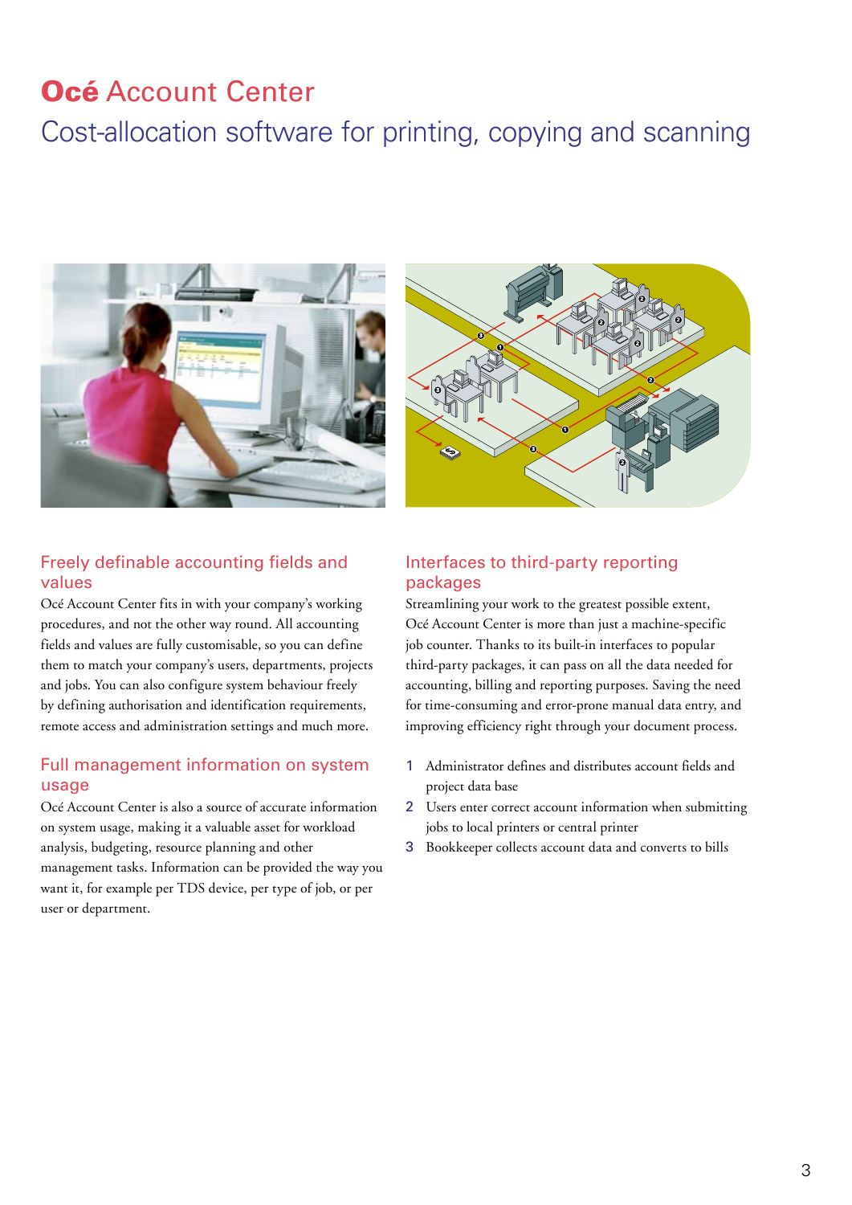# **Océ** Account Center

## Cost-allocation software for printing, copying and scanning

### Freely definable accounting fields and values

Océ Account Center fits in with your company's working procedures, and not the other way round. All accounting fields and values are fully customisable, so you can define them to match your company's users, departments, projects and jobs. You can also configure system behaviour freely by defining authorisation and identification requirements, remote access and administration settings and much more.

### Full management information on system usage

Océ Account Center is also a source of accurate information on system usage, making it a valuable asset for workload analysis, budgeting, resource planning and other management tasks. Information can be provided the way you want it, for example per TDS device, per type of job, or per user or department.

### Interfaces to third-party reporting packages

Streamlining your work to the greatest possible extent, Océ Account Center is more than just a machine-specific job counter. Thanks to its built-in interfaces to popular third-party packages, it can pass on all the data needed for accounting, billing and reporting purposes. Saving the need for time-consuming and error-prone manual data entry, and improving efficiency right through your document process.

1. Administrator defines and distributes account fields and project data base
2. Users enter correct account information when submitting jobs to local printers or central printer
3. Bookkeeper collects account data and converts to bills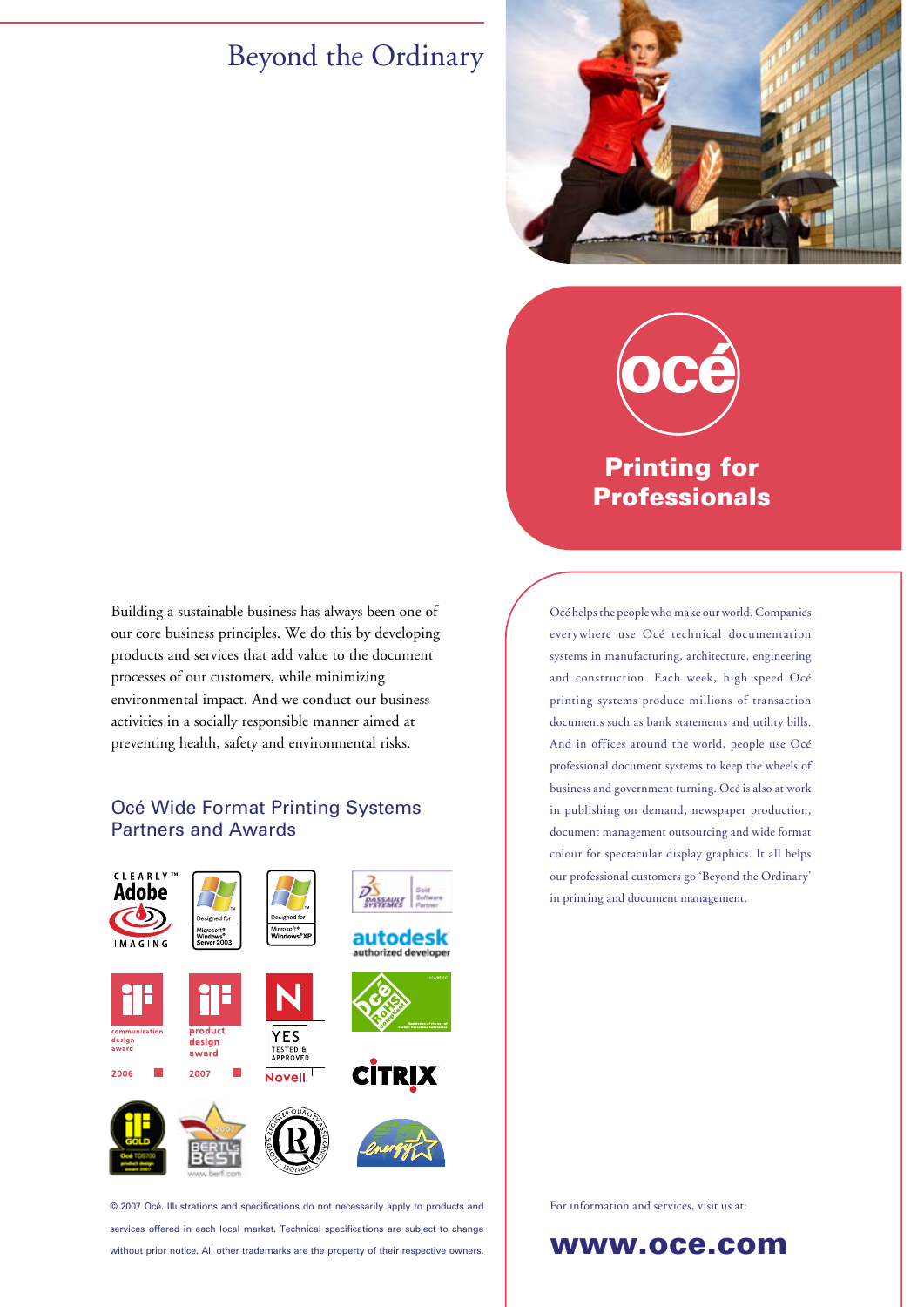# Beyond the Ordinary

océ

**Printing for Professionals**

Building a sustainable business has always been one of our core business principles. We do this by developing products and services that add value to the document processes of our customers, while minimizing environmental impact. And we conduct our business activities in a socially responsible manner aimed at preventing health, safety and environmental risks.

## Océ Wide Format Printing Systems Partners and Awards

© 2007 Océ. Illustrations and specifications do not necessarily apply to products and services offered in each local market. Technical specifications are subject to change without prior notice. All other trademarks are the property of their respective owners.

Océ helps the people who make our world. Companies everywhere use Océ technical documentation systems in manufacturing, architecture, engineering and construction. Each week, high speed Océ printing systems produce millions of transaction documents such as bank statements and utility bills. And in offices around the world, people use Océ professional document systems to keep the wheels of business and government turning. Océ is also at work in publishing on demand, newspaper production, document management outsourcing and wide format colour for spectacular display graphics. It all helps our professional customers go 'Beyond the Ordinary' in printing and document management.

For information and services, visit us at:

**www.oce.com**